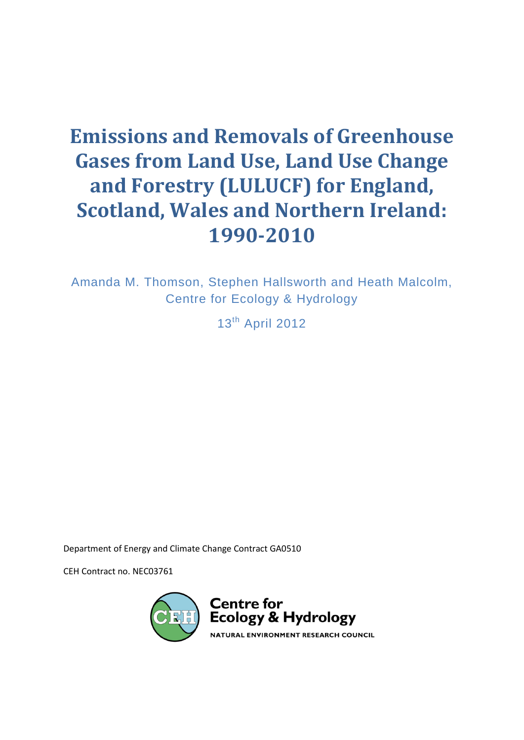# Emissions and Removals of Greenhouse Gases from Land Use, Land Use Change and Forestry (LULUCF) for England, Scotland, Wales and Northern Ireland: 1990-2010

Amanda M. Thomson, Stephen Hallsworth and Heath Malcolm, Centre for Ecology & Hydrology

13th April 2012

Department of Energy and Climate Change Contract GA0510

CEH Contract no. NEC03761

Centre for Ecology & Hydrology

NATURAL ENVIRONMENT RESEARCH COUNCIL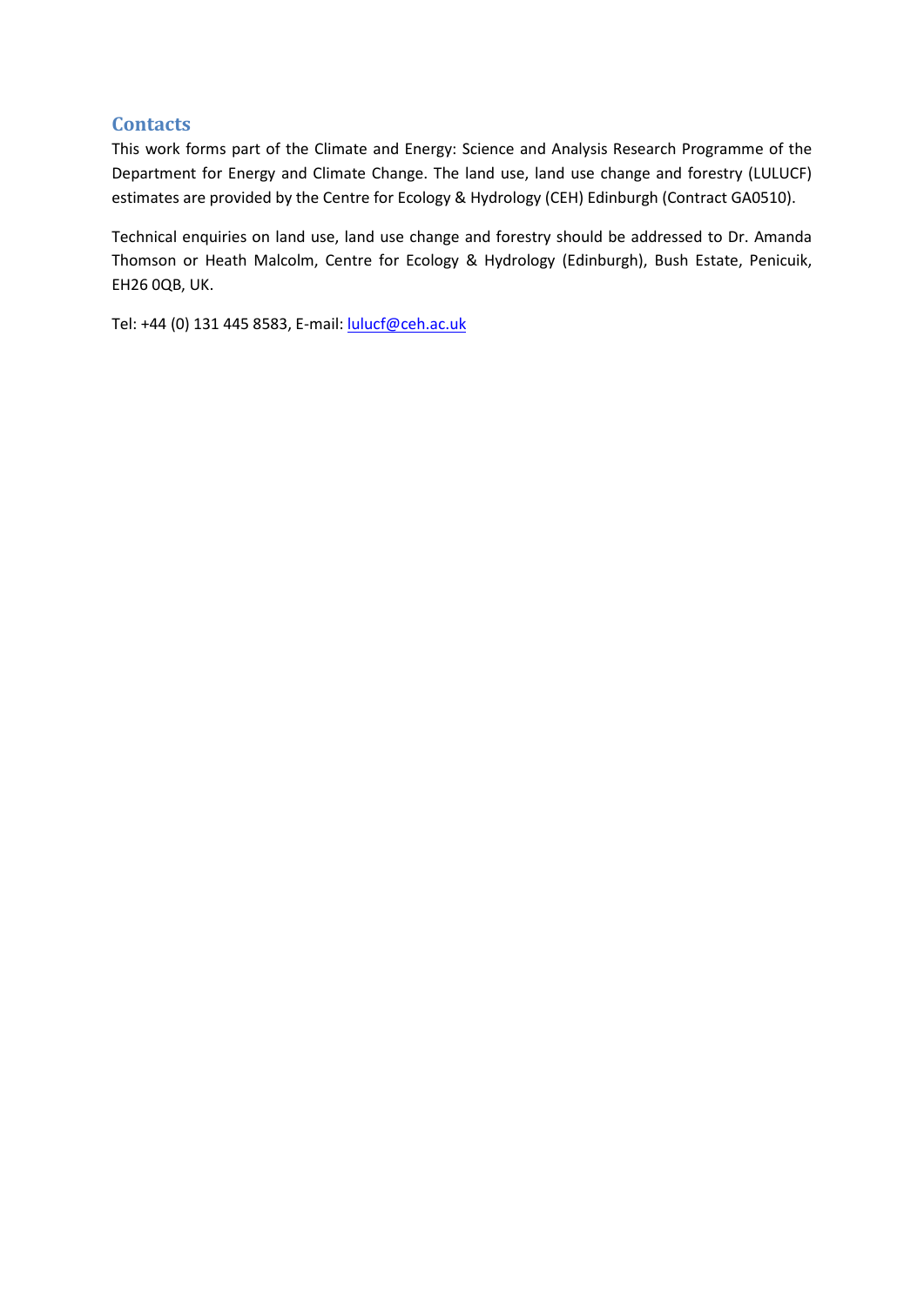## Contacts

This work forms part of the Climate and Energy: Science and Analysis Research Programme of the Department for Energy and Climate Change. The land use, land use change and forestry (LULUCF) estimates are provided by the Centre for Ecology & Hydrology (CEH) Edinburgh (Contract GA0510).

Technical enquiries on land use, land use change and forestry should be addressed to Dr. Amanda Thomson or Heath Malcolm, Centre for Ecology & Hydrology (Edinburgh), Bush Estate, Penicuik, EH26 0QB, UK.

Tel: +44 (0) 131 445 8583, E-mail: lulucf@ceh.ac.uk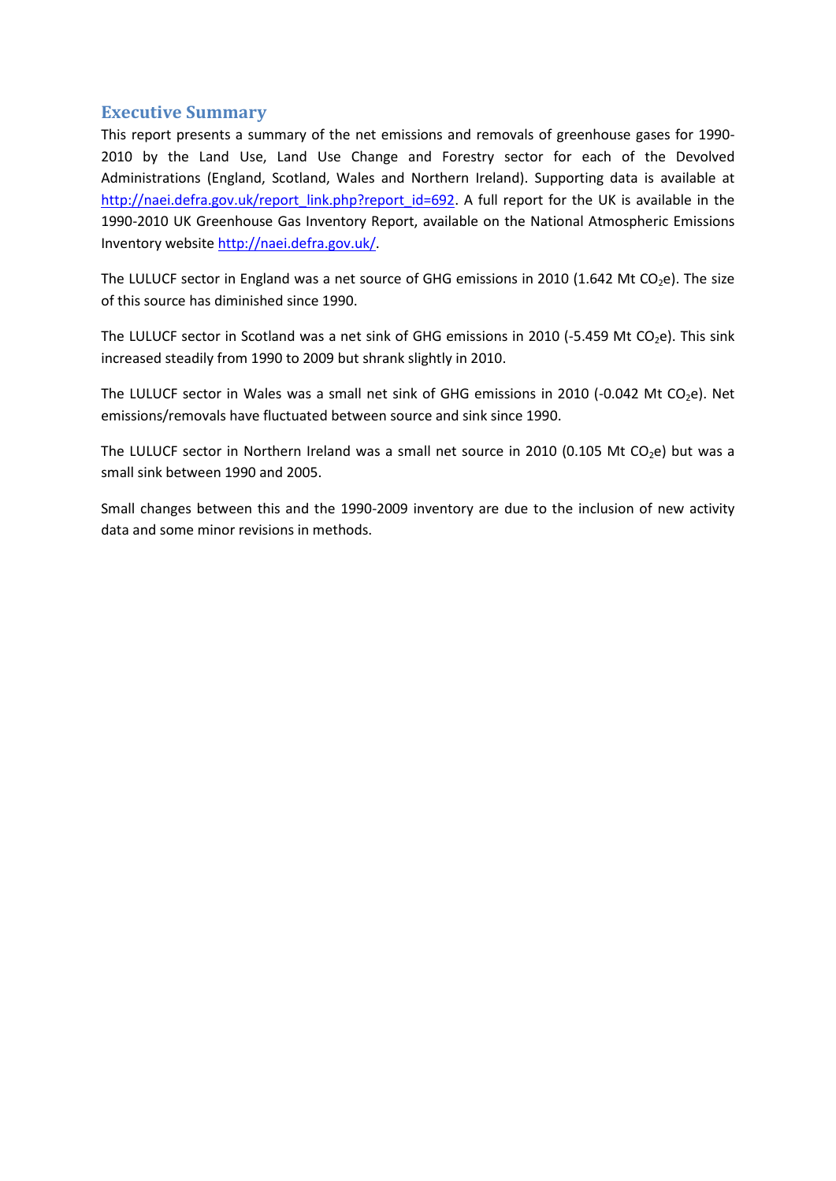## Executive Summary

This report presents a summary of the net emissions and removals of greenhouse gases for 1990-2010 by the Land Use, Land Use Change and Forestry sector for each of the Devolved Administrations (England, Scotland, Wales and Northern Ireland). Supporting data is available at http://naei.defra.gov.uk/report_link.php?report_id=692. A full report for the UK is available in the 1990-2010 UK Greenhouse Gas Inventory Report, available on the National Atmospheric Emissions Inventory website http://naei.defra.gov.uk/.

The LULUCF sector in England was a net source of GHG emissions in 2010 (1.642 Mt $CO_2$e). The size of this source has diminished since 1990.

The LULUCF sector in Scotland was a net sink of GHG emissions in 2010 (-5.459 Mt $CO_2$e). This sink increased steadily from 1990 to 2009 but shrank slightly in 2010.

The LULUCF sector in Wales was a small net sink of GHG emissions in 2010 (-0.042 Mt $CO_2$e). Net emissions/removals have fluctuated between source and sink since 1990.

The LULUCF sector in Northern Ireland was a small net source in 2010 (0.105 Mt $CO_2$e) but was a small sink between 1990 and 2005.

Small changes between this and the 1990-2009 inventory are due to the inclusion of new activity data and some minor revisions in methods.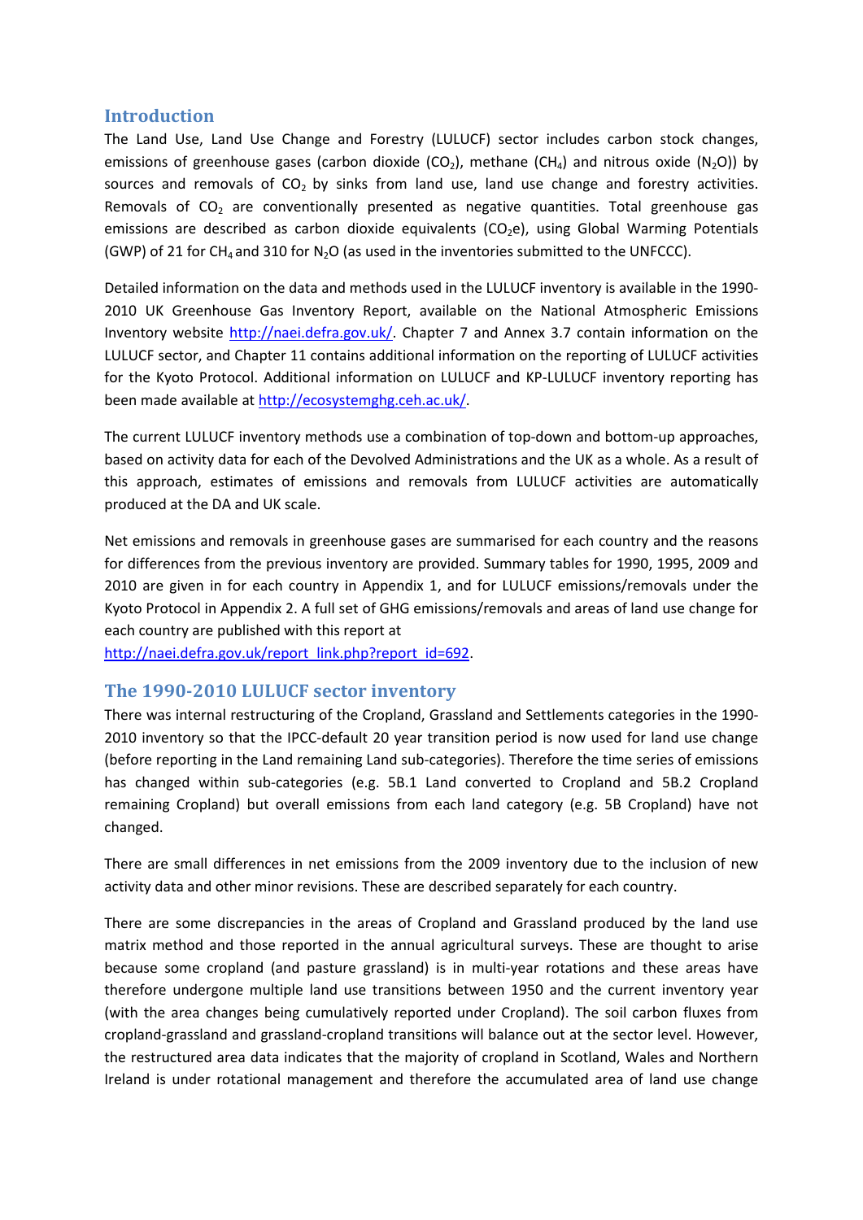## Introduction

The Land Use, Land Use Change and Forestry (LULUCF) sector includes carbon stock changes, emissions of greenhouse gases (carbon dioxide ($CO_2$), methane ($CH_4$) and nitrous oxide ($N_2O$)) by sources and removals of $CO_2$ by sinks from land use, land use change and forestry activities. Removals of $CO_2$ are conventionally presented as negative quantities. Total greenhouse gas emissions are described as carbon dioxide equivalents ($CO_2e$), using Global Warming Potentials (GWP) of 21 for $CH_4$ and 310 for $N_2O$ (as used in the inventories submitted to the UNFCCC).

Detailed information on the data and methods used in the LULUCF inventory is available in the 1990-2010 UK Greenhouse Gas Inventory Report, available on the National Atmospheric Emissions Inventory website http://naei.defra.gov.uk/. Chapter 7 and Annex 3.7 contain information on the LULUCF sector, and Chapter 11 contains additional information on the reporting of LULUCF activities for the Kyoto Protocol. Additional information on LULUCF and KP-LULUCF inventory reporting has been made available at http://ecosystemghg.ceh.ac.uk/.

The current LULUCF inventory methods use a combination of top-down and bottom-up approaches, based on activity data for each of the Devolved Administrations and the UK as a whole. As a result of this approach, estimates of emissions and removals from LULUCF activities are automatically produced at the DA and UK scale.

Net emissions and removals in greenhouse gases are summarised for each country and the reasons for differences from the previous inventory are provided. Summary tables for 1990, 1995, 2009 and 2010 are given in for each country in Appendix 1, and for LULUCF emissions/removals under the Kyoto Protocol in Appendix 2. A full set of GHG emissions/removals and areas of land use change for each country are published with this report at http://naei.defra.gov.uk/report_link.php?report_id=692.

## The 1990-2010 LULUCF sector inventory

There was internal restructuring of the Cropland, Grassland and Settlements categories in the 1990-2010 inventory so that the IPCC-default 20 year transition period is now used for land use change (before reporting in the Land remaining Land sub-categories). Therefore the time series of emissions has changed within sub-categories (e.g. 5B.1 Land converted to Cropland and 5B.2 Cropland remaining Cropland) but overall emissions from each land category (e.g. 5B Cropland) have not changed.

There are small differences in net emissions from the 2009 inventory due to the inclusion of new activity data and other minor revisions. These are described separately for each country.

There are some discrepancies in the areas of Cropland and Grassland produced by the land use matrix method and those reported in the annual agricultural surveys. These are thought to arise because some cropland (and pasture grassland) is in multi-year rotations and these areas have therefore undergone multiple land use transitions between 1950 and the current inventory year (with the area changes being cumulatively reported under Cropland). The soil carbon fluxes from cropland-grassland and grassland-cropland transitions will balance out at the sector level. However, the restructured area data indicates that the majority of cropland in Scotland, Wales and Northern Ireland is under rotational management and therefore the accumulated area of land use change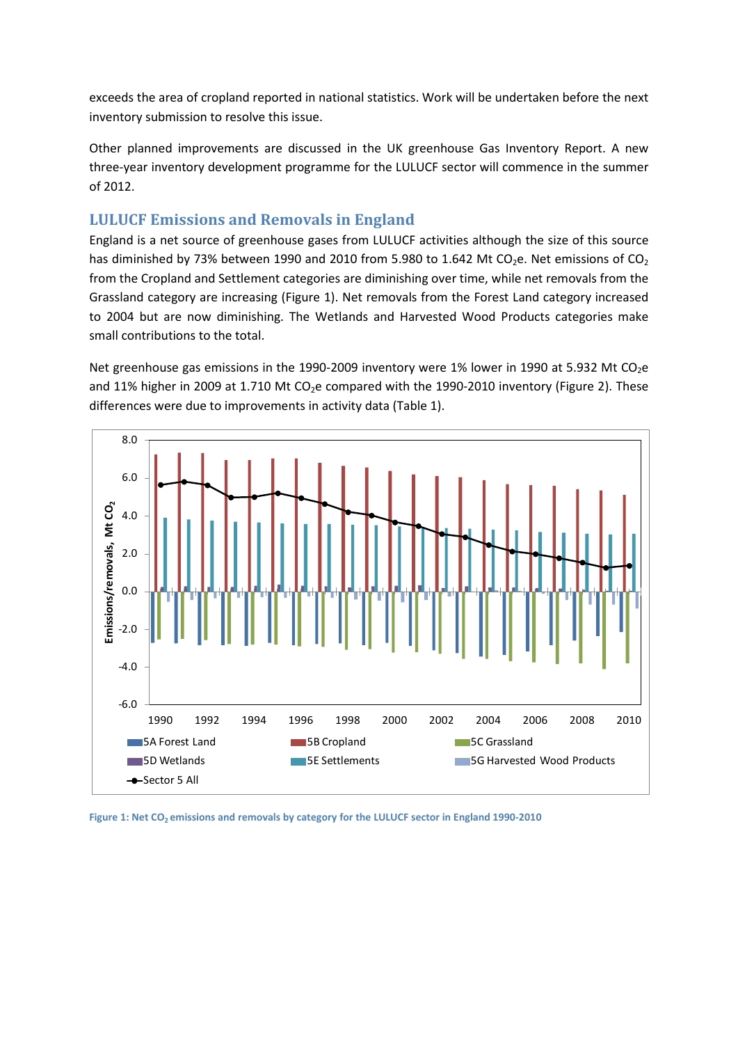exceeds the area of cropland reported in national statistics. Work will be undertaken before the next inventory submission to resolve this issue.

Other planned improvements are discussed in the UK greenhouse Gas Inventory Report. A new three-year inventory development programme for the LULUCF sector will commence in the summer of 2012.

## LULUCF Emissions and Removals in England

England is a net source of greenhouse gases from LULUCF activities although the size of this source has diminished by 73% between 1990 and 2010 from 5.980 to 1.642 Mt $CO_2$e. Net emissions of $CO_2$ from the Cropland and Settlement categories are diminishing over time, while net removals from the Grassland category are increasing (Figure 1). Net removals from the Forest Land category increased to 2004 but are now diminishing. The Wetlands and Harvested Wood Products categories make small contributions to the total.

Net greenhouse gas emissions in the 1990-2009 inventory were 1% lower in 1990 at 5.932 Mt $CO_2$e and 11% higher in 2009 at 1.710 Mt $CO_2$e compared with the 1990-2010 inventory (Figure 2). These differences were due to improvements in activity data (Table 1).

**Figure 1: Net $CO_2$ emissions and removals by category for the LULUCF sector in England 1990-2010**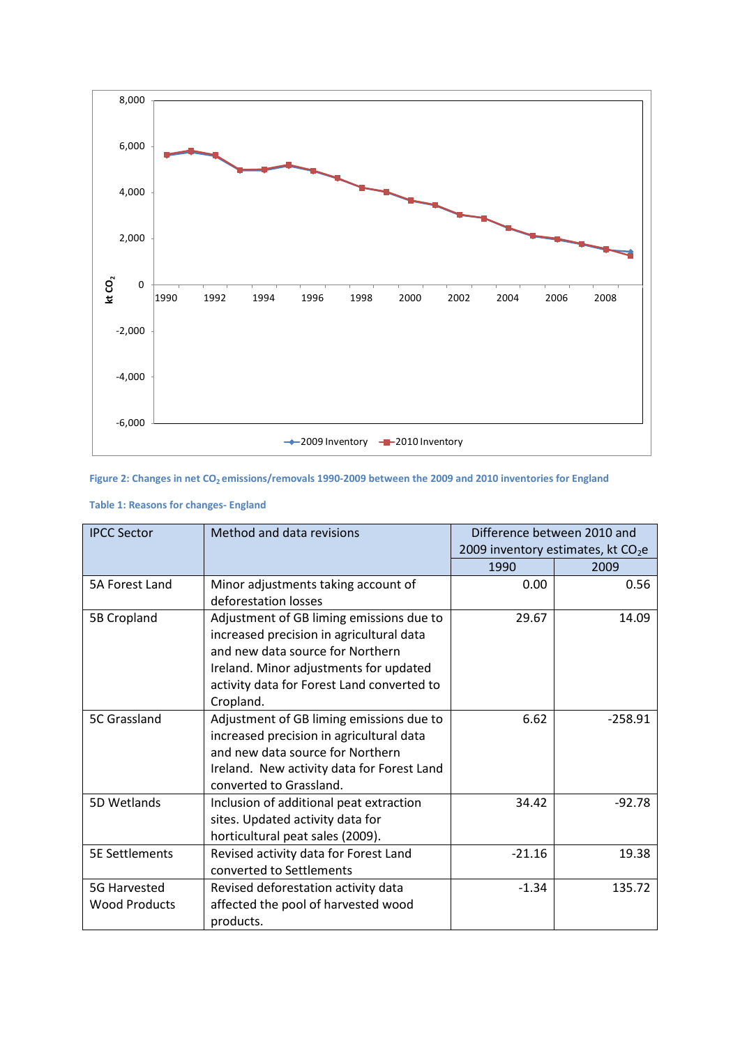Figure 2: Changes in net $CO_2$ emissions/removals 1990-2009 between the 2009 and 2010 inventories for England

Table 1: Reasons for changes- England

| IPCC Sector | Method and data revisions | Difference between 2010 and 2009 inventory estimates, kt $CO_2e$ | |
|---|---|---|---|
| | | 1990 | 2009 |
| 5A Forest Land | Minor adjustments taking account of deforestation losses | 0.00 | 0.56 |
| 5B Cropland | Adjustment of GB liming emissions due to increased precision in agricultural data and new data source for Northern Ireland. Minor adjustments for updated activity data for Forest Land converted to Cropland. | 29.67 | 14.09 |
| 5C Grassland | Adjustment of GB liming emissions due to increased precision in agricultural data and new data source for Northern Ireland. New activity data for Forest Land converted to Grassland. | 6.62 | -258.91 |
| 5D Wetlands | Inclusion of additional peat extraction sites. Updated activity data for horticultural peat sales (2009). | 34.42 | -92.78 |
| 5E Settlements | Revised activity data for Forest Land converted to Settlements | -21.16 | 19.38 |
| 5G Harvested Wood Products | Revised deforestation activity data affected the pool of harvested wood products. | -1.34 | 135.72 |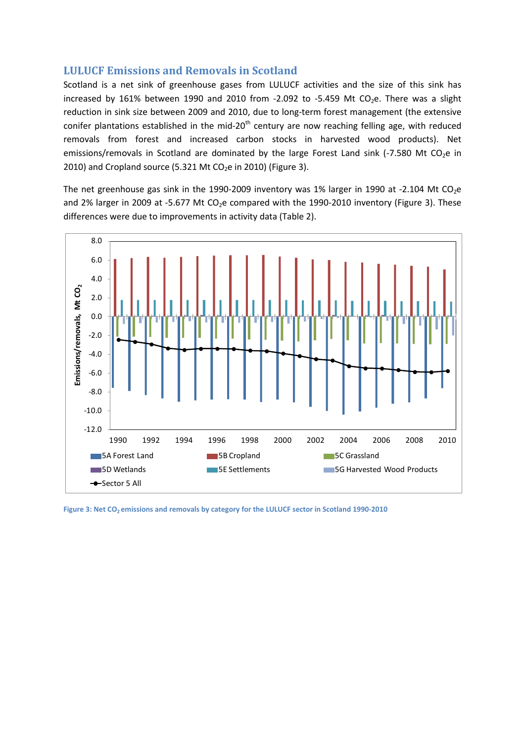## LULUCF Emissions and Removals in Scotland

Scotland is a net sink of greenhouse gases from LULUCF activities and the size of this sink has increased by 161% between 1990 and 2010 from -2.092 to -5.459 Mt $CO_2e$. There was a slight reduction in sink size between 2009 and 2010, due to long-term forest management (the extensive conifer plantations established in the mid-20th century are now reaching felling age, with reduced removals from forest and increased carbon stocks in harvested wood products). Net emissions/removals in Scotland are dominated by the large Forest Land sink (-7.580 Mt $CO_2e$ in 2010) and Cropland source (5.321 Mt $CO_2e$ in 2010) (Figure 3).

The net greenhouse gas sink in the 1990-2009 inventory was 1% larger in 1990 at -2.104 Mt $CO_2e$ and 2% larger in 2009 at -5.677 Mt $CO_2e$ compared with the 1990-2010 inventory (Figure 3). These differences were due to improvements in activity data (Table 2).

**Figure 3: Net $CO_2$ emissions and removals by category for the LULUCF sector in Scotland 1990-2010**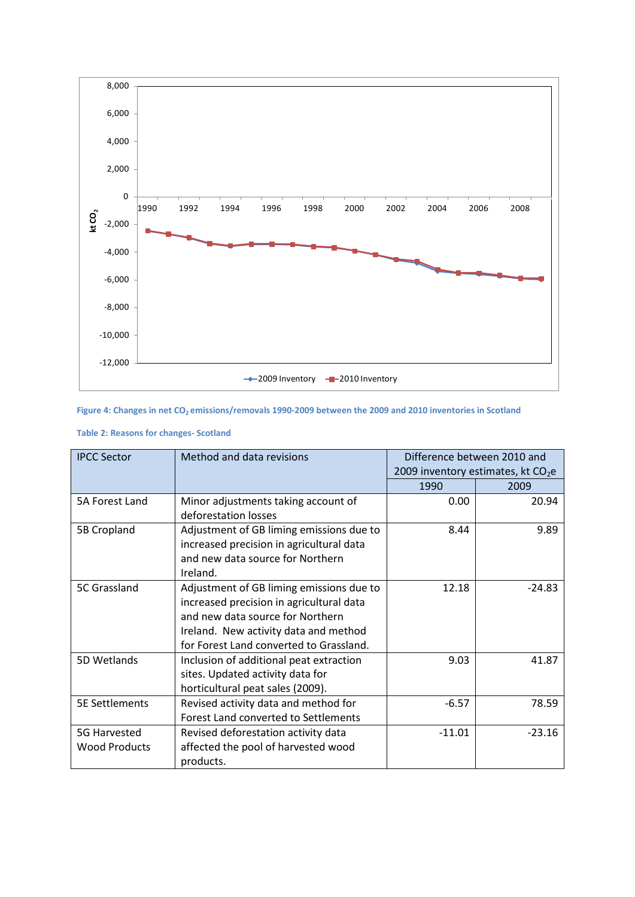Figure 4: Changes in net $CO_2$ emissions/removals 1990-2009 between the 2009 and 2010 inventories in Scotland

Table 2: Reasons for changes- Scotland

| IPCC Sector | Method and data revisions | Difference between 2010 and 2009 inventory estimates, kt $CO_2$e | |
|---|---|---|---|
| | | 1990 | 2009 |
| 5A Forest Land | Minor adjustments taking account of deforestation losses | 0.00 | 20.94 |
| 5B Cropland | Adjustment of GB liming emissions due to increased precision in agricultural data and new data source for Northern Ireland. | 8.44 | 9.89 |
| 5C Grassland | Adjustment of GB liming emissions due to increased precision in agricultural data and new data source for Northern Ireland. New activity data and method for Forest Land converted to Grassland. | 12.18 | -24.83 |
| 5D Wetlands | Inclusion of additional peat extraction sites. Updated activity data for horticultural peat sales (2009). | 9.03 | 41.87 |
| 5E Settlements | Revised activity data and method for Forest Land converted to Settlements | -6.57 | 78.59 |
| 5G Harvested Wood Products | Revised deforestation activity data affected the pool of harvested wood products. | -11.01 | -23.16 |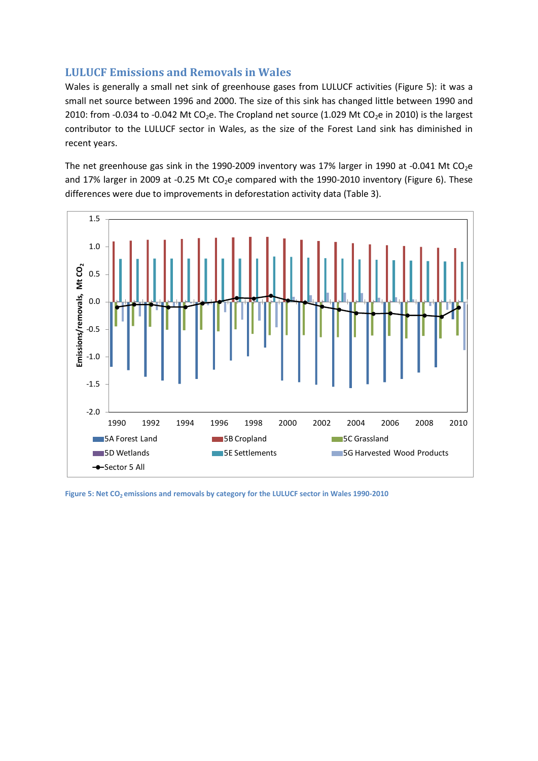## LULUCF Emissions and Removals in Wales

Wales is generally a small net sink of greenhouse gases from LULUCF activities (Figure 5): it was a small net source between 1996 and 2000. The size of this sink has changed little between 1990 and 2010: from -0.034 to -0.042 Mt $CO_2$e. The Cropland net source (1.029 Mt $CO_2$e in 2010) is the largest contributor to the LULUCF sector in Wales, as the size of the Forest Land sink has diminished in recent years.

The net greenhouse gas sink in the 1990-2009 inventory was 17% larger in 1990 at -0.041 Mt $CO_2$e and 17% larger in 2009 at -0.25 Mt $CO_2$e compared with the 1990-2010 inventory (Figure 6). These differences were due to improvements in deforestation activity data (Table 3).

Figure 5: Net $CO_2$ emissions and removals by category for the LULUCF sector in Wales 1990-2010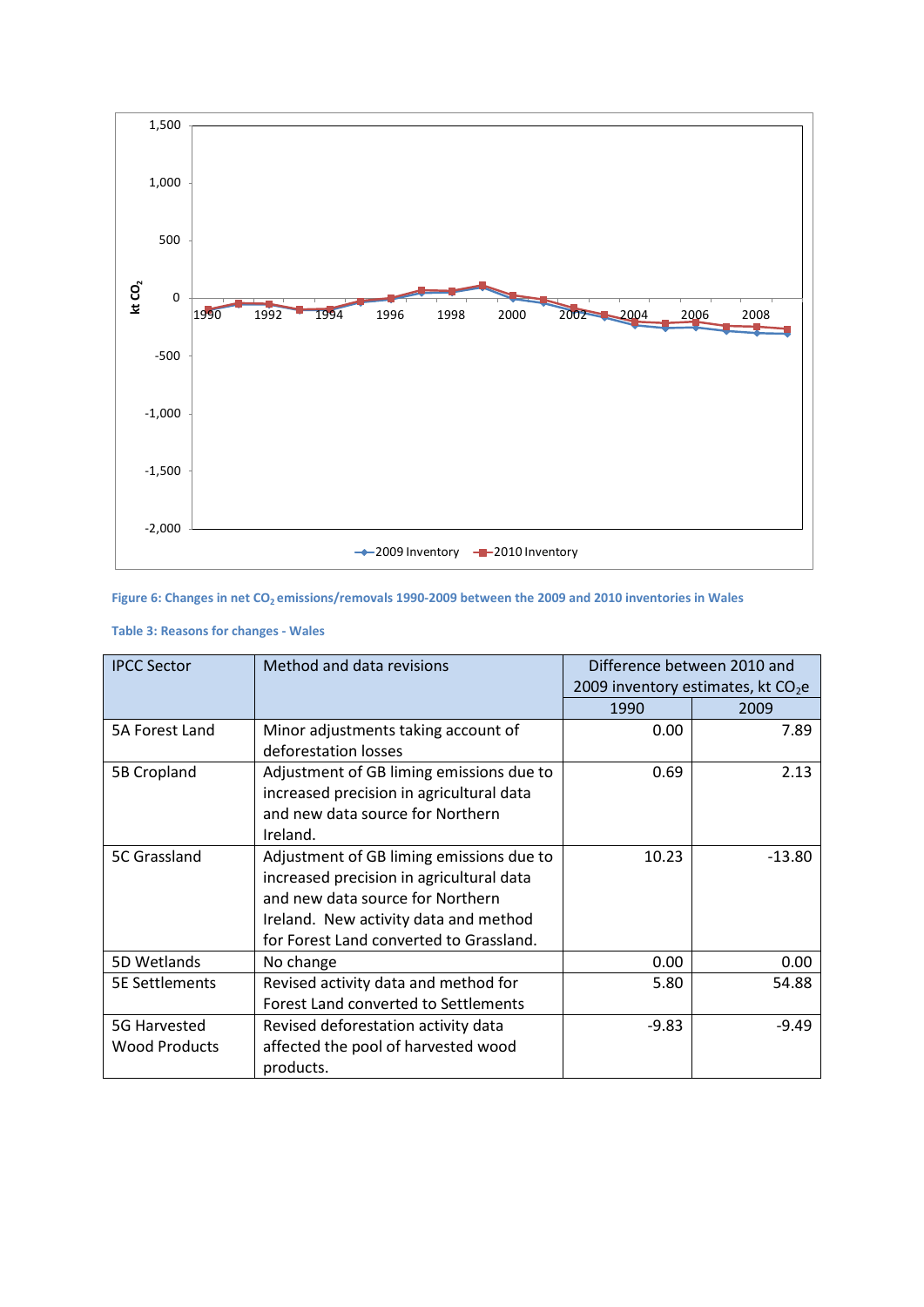Figure 6: Changes in net $CO_2$ emissions/removals 1990-2009 between the 2009 and 2010 inventories in Wales

Table 3: Reasons for changes - Wales

| IPCC Sector | Method and data revisions | Difference between 2010 and 2009 inventory estimates, kt $CO_2e$ | |
|---|---|---|---|
| | | 1990 | 2009 |
| 5A Forest Land | Minor adjustments taking account of deforestation losses | 0.00 | 7.89 |
| 5B Cropland | Adjustment of GB liming emissions due to increased precision in agricultural data and new data source for Northern Ireland. | 0.69 | 2.13 |
| 5C Grassland | Adjustment of GB liming emissions due to increased precision in agricultural data and new data source for Northern Ireland. New activity data and method for Forest Land converted to Grassland. | 10.23 | -13.80 |
| 5D Wetlands | No change | 0.00 | 0.00 |
| 5E Settlements | Revised activity data and method for Forest Land converted to Settlements | 5.80 | 54.88 |
| 5G Harvested Wood Products | Revised deforestation activity data affected the pool of harvested wood products. | -9.83 | -9.49 |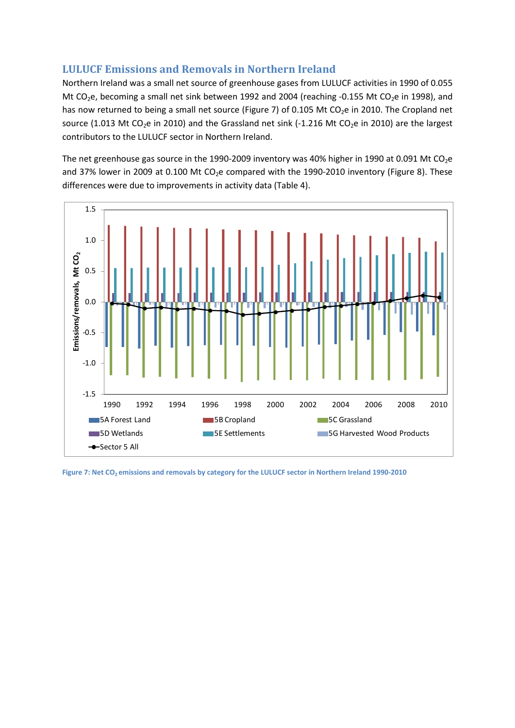## LULUCF Emissions and Removals in Northern Ireland

Northern Ireland was a small net source of greenhouse gases from LULUCF activities in 1990 of 0.055 Mt $CO_2$e, becoming a small net sink between 1992 and 2004 (reaching -0.155 Mt $CO_2$e in 1998), and has now returned to being a small net source (Figure 7) of 0.105 Mt $CO_2$e in 2010. The Cropland net source (1.013 Mt $CO_2$e in 2010) and the Grassland net sink (-1.216 Mt $CO_2$e in 2010) are the largest contributors to the LULUCF sector in Northern Ireland.

The net greenhouse gas source in the 1990-2009 inventory was 40% higher in 1990 at 0.091 Mt $CO_2$e and 37% lower in 2009 at 0.100 Mt $CO_2$e compared with the 1990-2010 inventory (Figure 8). These differences were due to improvements in activity data (Table 4).

**Figure 7: Net $CO_2$ emissions and removals by category for the LULUCF sector in Northern Ireland 1990-2010**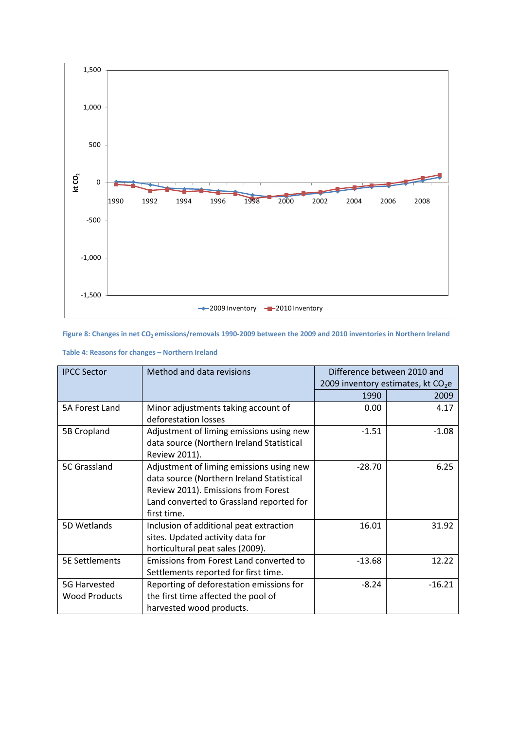Figure 8: Changes in net $CO_2$ emissions/removals 1990-2009 between the 2009 and 2010 inventories in Northern Ireland

Table 4: Reasons for changes – Northern Ireland

| IPCC Sector | Method and data revisions | Difference between 2010 and 2009 inventory estimates, kt $CO_2e$ | |
|---|---|---|---|
| | | 1990 | 2009 |
| 5A Forest Land | Minor adjustments taking account of deforestation losses | 0.00 | 4.17 |
| 5B Cropland | Adjustment of liming emissions using new data source (Northern Ireland Statistical Review 2011). | -1.51 | -1.08 |
| 5C Grassland | Adjustment of liming emissions using new data source (Northern Ireland Statistical Review 2011). Emissions from Forest Land converted to Grassland reported for first time. | -28.70 | 6.25 |
| 5D Wetlands | Inclusion of additional peat extraction sites. Updated activity data for horticultural peat sales (2009). | 16.01 | 31.92 |
| 5E Settlements | Emissions from Forest Land converted to Settlements reported for first time. | -13.68 | 12.22 |
| 5G Harvested Wood Products | Reporting of deforestation emissions for the first time affected the pool of harvested wood products. | -8.24 | -16.21 |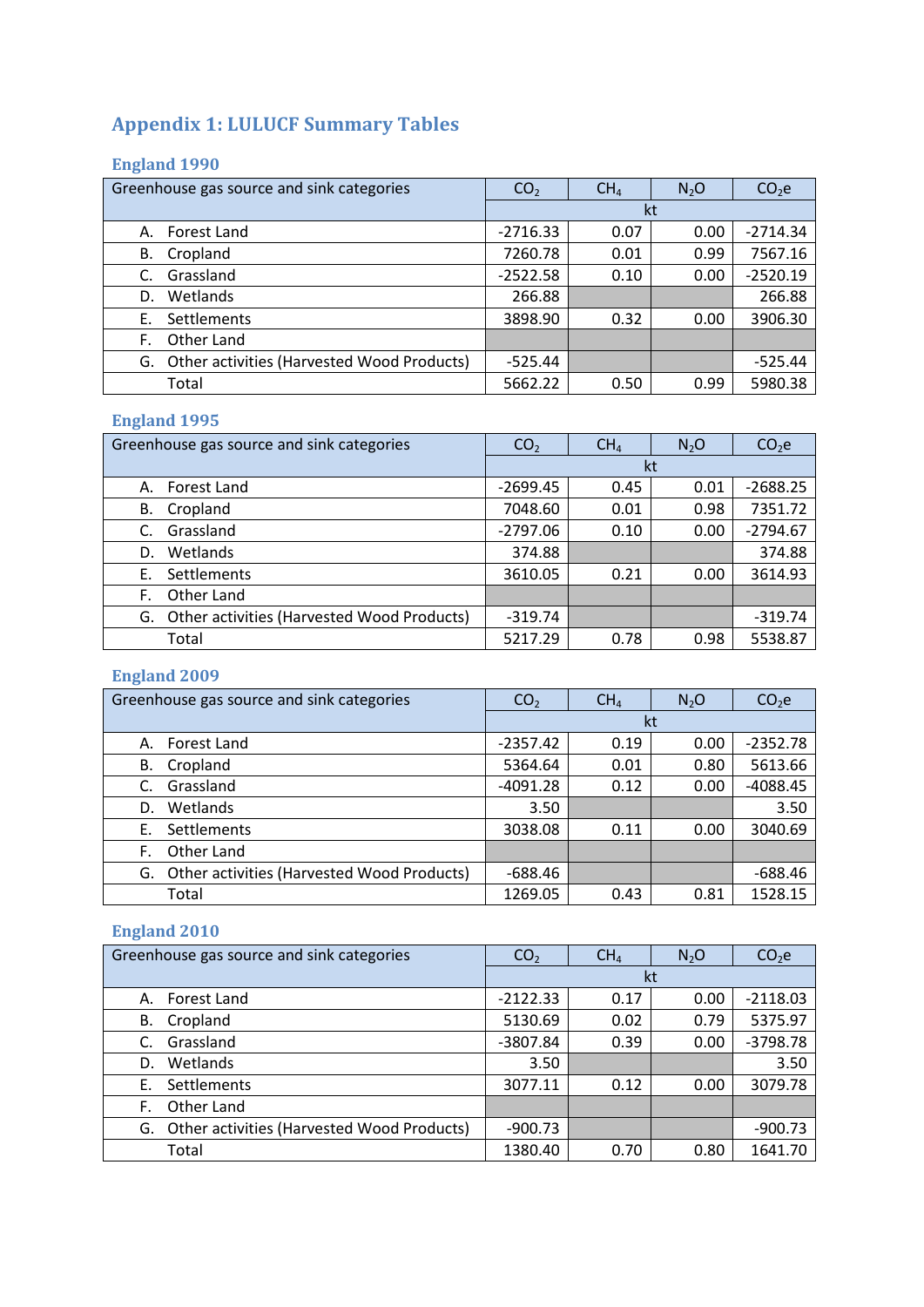## Appendix 1: LULUCF Summary Tables

### England 1990

| Greenhouse gas source and sink categories | $CO_2$ | $CH_4$ | $N_2O$ | $CO_2e$ |
|---|---|---|---|---|
| | kt | | | |
| A. Forest Land | -2716.33 | 0.07 | 0.00 | -2714.34 |
| B. Cropland | 7260.78 | 0.01 | 0.99 | 7567.16 |
| C. Grassland | -2522.58 | 0.10 | 0.00 | -2520.19 |
| D. Wetlands | 266.88 | | | 266.88 |
| E. Settlements | 3898.90 | 0.32 | 0.00 | 3906.30 |
| F. Other Land | | | | |
| G. Other activities (Harvested Wood Products) | -525.44 | | | -525.44 |
| Total | 5662.22 | 0.50 | 0.99 | 5980.38 |

### England 1995

| Greenhouse gas source and sink categories | $CO_2$ | $CH_4$ | $N_2O$ | $CO_2e$ |
|---|---|---|---|---|
| | kt | | | |
| A. Forest Land | -2699.45 | 0.45 | 0.01 | -2688.25 |
| B. Cropland | 7048.60 | 0.01 | 0.98 | 7351.72 |
| C. Grassland | -2797.06 | 0.10 | 0.00 | -2794.67 |
| D. Wetlands | 374.88 | | | 374.88 |
| E. Settlements | 3610.05 | 0.21 | 0.00 | 3614.93 |
| F. Other Land | | | | |
| G. Other activities (Harvested Wood Products) | -319.74 | | | -319.74 |
| Total | 5217.29 | 0.78 | 0.98 | 5538.87 |

### England 2009

| Greenhouse gas source and sink categories | $CO_2$ | $CH_4$ | $N_2O$ | $CO_2e$ |
|---|---|---|---|---|
| | kt | | | |
| A. Forest Land | -2357.42 | 0.19 | 0.00 | -2352.78 |
| B. Cropland | 5364.64 | 0.01 | 0.80 | 5613.66 |
| C. Grassland | -4091.28 | 0.12 | 0.00 | -4088.45 |
| D. Wetlands | 3.50 | | | 3.50 |
| E. Settlements | 3038.08 | 0.11 | 0.00 | 3040.69 |
| F. Other Land | | | | |
| G. Other activities (Harvested Wood Products) | -688.46 | | | -688.46 |
| Total | 1269.05 | 0.43 | 0.81 | 1528.15 |

### England 2010

| Greenhouse gas source and sink categories | $CO_2$ | $CH_4$ | $N_2O$ | $CO_2e$ |
|---|---|---|---|---|
| | kt | | | |
| A. Forest Land | -2122.33 | 0.17 | 0.00 | -2118.03 |
| B. Cropland | 5130.69 | 0.02 | 0.79 | 5375.97 |
| C. Grassland | -3807.84 | 0.39 | 0.00 | -3798.78 |
| D. Wetlands | 3.50 | | | 3.50 |
| E. Settlements | 3077.11 | 0.12 | 0.00 | 3079.78 |
| F. Other Land | | | | |
| G. Other activities (Harvested Wood Products) | -900.73 | | | -900.73 |
| Total | 1380.40 | 0.70 | 0.80 | 1641.70 |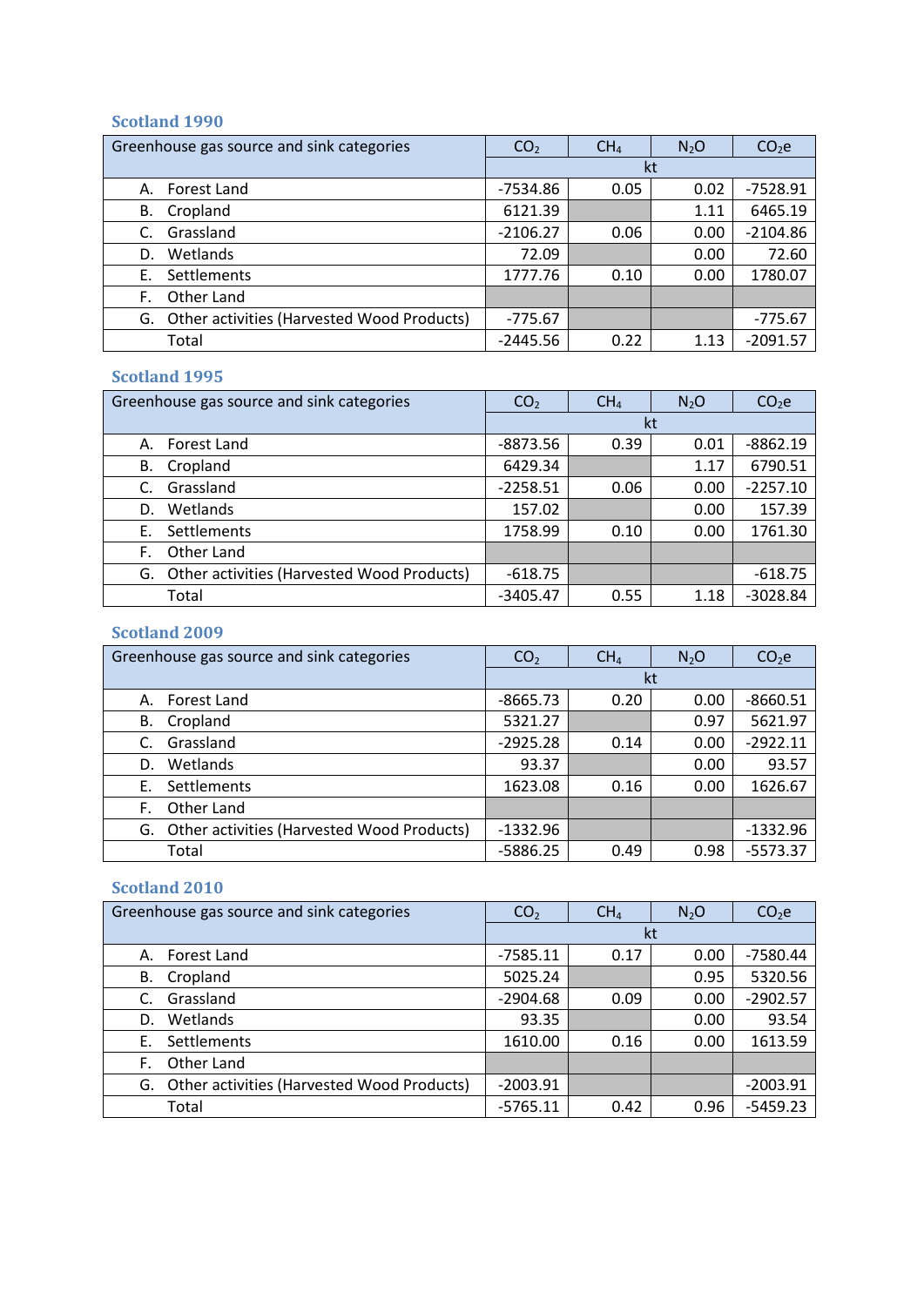### Scotland 1990

| Greenhouse gas source and sink categories | $CO_2$ | $CH_4$ | $N_2O$ | $CO_2e$ |
|---|---|---|---|---|
| | kt | | | |
| A. Forest Land | -7534.86 | 0.05 | 0.02 | -7528.91 |
| B. Cropland | 6121.39 | | 1.11 | 6465.19 |
| C. Grassland | -2106.27 | 0.06 | 0.00 | -2104.86 |
| D. Wetlands | 72.09 | | 0.00 | 72.60 |
| E. Settlements | 1777.76 | 0.10 | 0.00 | 1780.07 |
| F. Other Land | | | | |
| G. Other activities (Harvested Wood Products) | -775.67 | | | -775.67 |
| Total | -2445.56 | 0.22 | 1.13 | -2091.57 |

### Scotland 1995

| Greenhouse gas source and sink categories | $CO_2$ | $CH_4$ | $N_2O$ | $CO_2e$ |
|---|---|---|---|---|
| | kt | | | |
| A. Forest Land | -8873.56 | 0.39 | 0.01 | -8862.19 |
| B. Cropland | 6429.34 | | 1.17 | 6790.51 |
| C. Grassland | -2258.51 | 0.06 | 0.00 | -2257.10 |
| D. Wetlands | 157.02 | | 0.00 | 157.39 |
| E. Settlements | 1758.99 | 0.10 | 0.00 | 1761.30 |
| F. Other Land | | | | |
| G. Other activities (Harvested Wood Products) | -618.75 | | | -618.75 |
| Total | -3405.47 | 0.55 | 1.18 | -3028.84 |

### Scotland 2009

| Greenhouse gas source and sink categories | $CO_2$ | $CH_4$ | $N_2O$ | $CO_2e$ |
|---|---|---|---|---|
| | kt | | | |
| A. Forest Land | -8665.73 | 0.20 | 0.00 | -8660.51 |
| B. Cropland | 5321.27 | | 0.97 | 5621.97 |
| C. Grassland | -2925.28 | 0.14 | 0.00 | -2922.11 |
| D. Wetlands | 93.37 | | 0.00 | 93.57 |
| E. Settlements | 1623.08 | 0.16 | 0.00 | 1626.67 |
| F. Other Land | | | | |
| G. Other activities (Harvested Wood Products) | -1332.96 | | | -1332.96 |
| Total | -5886.25 | 0.49 | 0.98 | -5573.37 |

### Scotland 2010

| Greenhouse gas source and sink categories | $CO_2$ | $CH_4$ | $N_2O$ | $CO_2e$ |
|---|---|---|---|---|
| | kt | | | |
| A. Forest Land | -7585.11 | 0.17 | 0.00 | -7580.44 |
| B. Cropland | 5025.24 | | 0.95 | 5320.56 |
| C. Grassland | -2904.68 | 0.09 | 0.00 | -2902.57 |
| D. Wetlands | 93.35 | | 0.00 | 93.54 |
| E. Settlements | 1610.00 | 0.16 | 0.00 | 1613.59 |
| F. Other Land | | | | |
| G. Other activities (Harvested Wood Products) | -2003.91 | | | -2003.91 |
| Total | -5765.11 | 0.42 | 0.96 | -5459.23 |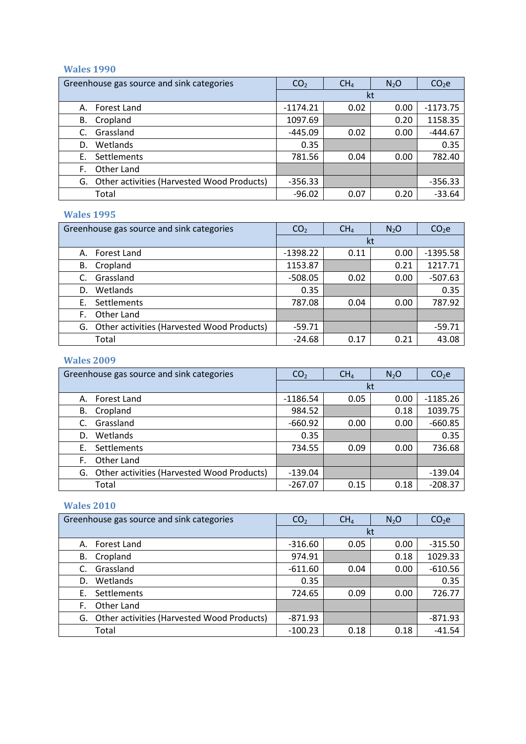### Wales 1990

| Greenhouse gas source and sink categories | $CO_2$ | $CH_4$ | $N_2O$ | $CO_2e$ |
|---|---|---|---|---|
| | kt | | | |
| A. Forest Land | -1174.21 | 0.02 | 0.00 | -1173.75 |
| B. Cropland | 1097.69 | | 0.20 | 1158.35 |
| C. Grassland | -445.09 | 0.02 | 0.00 | -444.67 |
| D. Wetlands | 0.35 | | | 0.35 |
| E. Settlements | 781.56 | 0.04 | 0.00 | 782.40 |
| F. Other Land | | | | |
| G. Other activities (Harvested Wood Products) | -356.33 | | | -356.33 |
| Total | -96.02 | 0.07 | 0.20 | -33.64 |

### Wales 1995

| Greenhouse gas source and sink categories | $CO_2$ | $CH_4$ | $N_2O$ | $CO_2e$ |
|---|---|---|---|---|
| | kt | | | |
| A. Forest Land | -1398.22 | 0.11 | 0.00 | -1395.58 |
| B. Cropland | 1153.87 | | 0.21 | 1217.71 |
| C. Grassland | -508.05 | 0.02 | 0.00 | -507.63 |
| D. Wetlands | 0.35 | | | 0.35 |
| E. Settlements | 787.08 | 0.04 | 0.00 | 787.92 |
| F. Other Land | | | | |
| G. Other activities (Harvested Wood Products) | -59.71 | | | -59.71 |
| Total | -24.68 | 0.17 | 0.21 | 43.08 |

### Wales 2009

| Greenhouse gas source and sink categories | $CO_2$ | $CH_4$ | $N_2O$ | $CO_2e$ |
|---|---|---|---|---|
| | kt | | | |
| A. Forest Land | -1186.54 | 0.05 | 0.00 | -1185.26 |
| B. Cropland | 984.52 | | 0.18 | 1039.75 |
| C. Grassland | -660.92 | 0.00 | 0.00 | -660.85 |
| D. Wetlands | 0.35 | | | 0.35 |
| E. Settlements | 734.55 | 0.09 | 0.00 | 736.68 |
| F. Other Land | | | | |
| G. Other activities (Harvested Wood Products) | -139.04 | | | -139.04 |
| Total | -267.07 | 0.15 | 0.18 | -208.37 |

### Wales 2010

| Greenhouse gas source and sink categories | $CO_2$ | $CH_4$ | $N_2O$ | $CO_2e$ |
|---|---|---|---|---|
| | kt | | | |
| A. Forest Land | -316.60 | 0.05 | 0.00 | -315.50 |
| B. Cropland | 974.91 | | 0.18 | 1029.33 |
| C. Grassland | -611.60 | 0.04 | 0.00 | -610.56 |
| D. Wetlands | 0.35 | | | 0.35 |
| E. Settlements | 724.65 | 0.09 | 0.00 | 726.77 |
| F. Other Land | | | | |
| G. Other activities (Harvested Wood Products) | -871.93 | | | -871.93 |
| Total | -100.23 | 0.18 | 0.18 | -41.54 |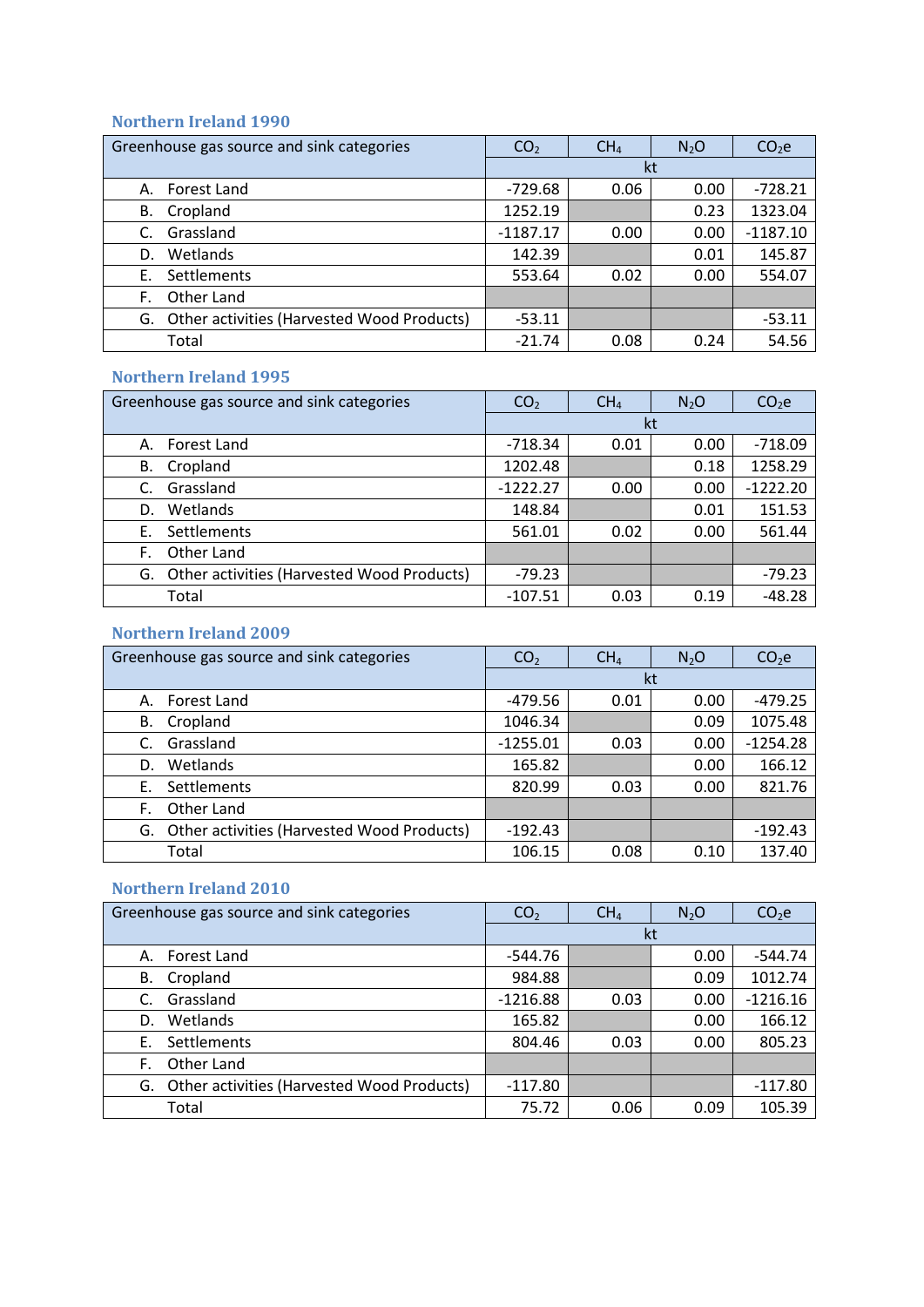### Northern Ireland 1990

| Greenhouse gas source and sink categories | $CO_2$ | $CH_4$ | $N_2O$ | $CO_2e$ |
|---|---|---|---|---|
| | kt | | | |
| A. Forest Land | -729.68 | 0.06 | 0.00 | -728.21 |
| B. Cropland | 1252.19 | | 0.23 | 1323.04 |
| C. Grassland | -1187.17 | 0.00 | 0.00 | -1187.10 |
| D. Wetlands | 142.39 | | 0.01 | 145.87 |
| E. Settlements | 553.64 | 0.02 | 0.00 | 554.07 |
| F. Other Land | | | | |
| G. Other activities (Harvested Wood Products) | -53.11 | | | -53.11 |
| Total | -21.74 | 0.08 | 0.24 | 54.56 |

### Northern Ireland 1995

| Greenhouse gas source and sink categories | $CO_2$ | $CH_4$ | $N_2O$ | $CO_2e$ |
|---|---|---|---|---|
| | kt | | | |
| A. Forest Land | -718.34 | 0.01 | 0.00 | -718.09 |
| B. Cropland | 1202.48 | | 0.18 | 1258.29 |
| C. Grassland | -1222.27 | 0.00 | 0.00 | -1222.20 |
| D. Wetlands | 148.84 | | 0.01 | 151.53 |
| E. Settlements | 561.01 | 0.02 | 0.00 | 561.44 |
| F. Other Land | | | | |
| G. Other activities (Harvested Wood Products) | -79.23 | | | -79.23 |
| Total | -107.51 | 0.03 | 0.19 | -48.28 |

### Northern Ireland 2009

| Greenhouse gas source and sink categories | $CO_2$ | $CH_4$ | $N_2O$ | $CO_2e$ |
|---|---|---|---|---|
| | kt | | | |
| A. Forest Land | -479.56 | 0.01 | 0.00 | -479.25 |
| B. Cropland | 1046.34 | | 0.09 | 1075.48 |
| C. Grassland | -1255.01 | 0.03 | 0.00 | -1254.28 |
| D. Wetlands | 165.82 | | 0.00 | 166.12 |
| E. Settlements | 820.99 | 0.03 | 0.00 | 821.76 |
| F. Other Land | | | | |
| G. Other activities (Harvested Wood Products) | -192.43 | | | -192.43 |
| Total | 106.15 | 0.08 | 0.10 | 137.40 |

### Northern Ireland 2010

| Greenhouse gas source and sink categories | $CO_2$ | $CH_4$ | $N_2O$ | $CO_2e$ |
|---|---|---|---|---|
| | kt | | | |
| A. Forest Land | -544.76 | | 0.00 | -544.74 |
| B. Cropland | 984.88 | | 0.09 | 1012.74 |
| C. Grassland | -1216.88 | 0.03 | 0.00 | -1216.16 |
| D. Wetlands | 165.82 | | 0.00 | 166.12 |
| E. Settlements | 804.46 | 0.03 | 0.00 | 805.23 |
| F. Other Land | | | | |
| G. Other activities (Harvested Wood Products) | -117.80 | | | -117.80 |
| Total | 75.72 | 0.06 | 0.09 | 105.39 |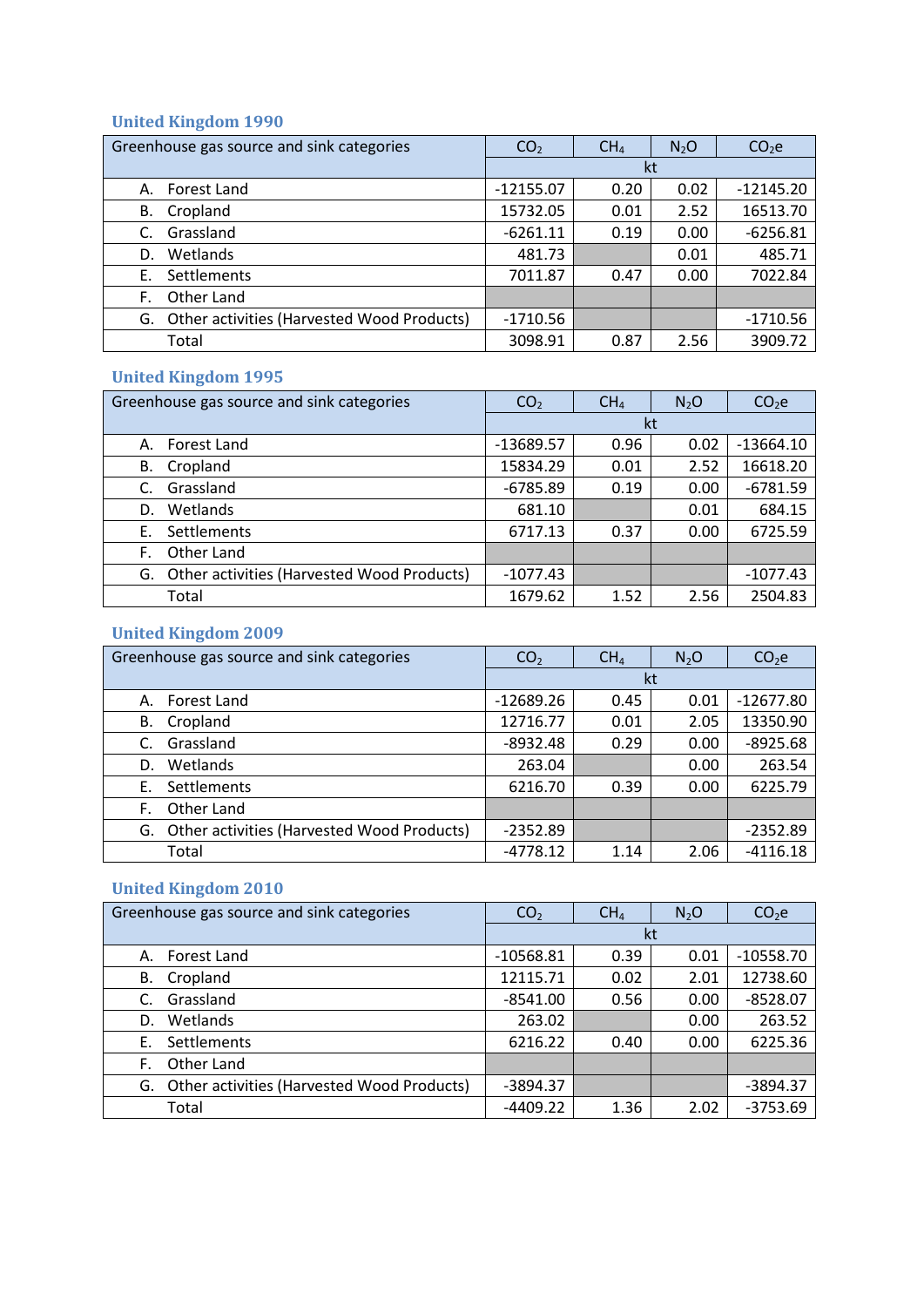### United Kingdom 1990

| Greenhouse gas source and sink categories | $CO_2$ | $CH_4$ | $N_2O$ | $CO_2e$ |
|---|---|---|---|---|
| | kt | | | |
| A. Forest Land | -12155.07 | 0.20 | 0.02 | -12145.20 |
| B. Cropland | 15732.05 | 0.01 | 2.52 | 16513.70 |
| C. Grassland | -6261.11 | 0.19 | 0.00 | -6256.81 |
| D. Wetlands | 481.73 | | 0.01 | 485.71 |
| E. Settlements | 7011.87 | 0.47 | 0.00 | 7022.84 |
| F. Other Land | | | | |
| G. Other activities (Harvested Wood Products) | -1710.56 | | | -1710.56 |
| Total | 3098.91 | 0.87 | 2.56 | 3909.72 |

### United Kingdom 1995

| Greenhouse gas source and sink categories | $CO_2$ | $CH_4$ | $N_2O$ | $CO_2e$ |
|---|---|---|---|---|
| | kt | | | |
| A. Forest Land | -13689.57 | 0.96 | 0.02 | -13664.10 |
| B. Cropland | 15834.29 | 0.01 | 2.52 | 16618.20 |
| C. Grassland | -6785.89 | 0.19 | 0.00 | -6781.59 |
| D. Wetlands | 681.10 | | 0.01 | 684.15 |
| E. Settlements | 6717.13 | 0.37 | 0.00 | 6725.59 |
| F. Other Land | | | | |
| G. Other activities (Harvested Wood Products) | -1077.43 | | | -1077.43 |
| Total | 1679.62 | 1.52 | 2.56 | 2504.83 |

### United Kingdom 2009

| Greenhouse gas source and sink categories | $CO_2$ | $CH_4$ | $N_2O$ | $CO_2e$ |
|---|---|---|---|---|
| | kt | | | |
| A. Forest Land | -12689.26 | 0.45 | 0.01 | -12677.80 |
| B. Cropland | 12716.77 | 0.01 | 2.05 | 13350.90 |
| C. Grassland | -8932.48 | 0.29 | 0.00 | -8925.68 |
| D. Wetlands | 263.04 | | 0.00 | 263.54 |
| E. Settlements | 6216.70 | 0.39 | 0.00 | 6225.79 |
| F. Other Land | | | | |
| G. Other activities (Harvested Wood Products) | -2352.89 | | | -2352.89 |
| Total | -4778.12 | 1.14 | 2.06 | -4116.18 |

### United Kingdom 2010

| Greenhouse gas source and sink categories | $CO_2$ | $CH_4$ | $N_2O$ | $CO_2e$ |
|---|---|---|---|---|
| | kt | | | |
| A. Forest Land | -10568.81 | 0.39 | 0.01 | -10558.70 |
| B. Cropland | 12115.71 | 0.02 | 2.01 | 12738.60 |
| C. Grassland | -8541.00 | 0.56 | 0.00 | -8528.07 |
| D. Wetlands | 263.02 | | 0.00 | 263.52 |
| E. Settlements | 6216.22 | 0.40 | 0.00 | 6225.36 |
| F. Other Land | | | | |
| G. Other activities (Harvested Wood Products) | -3894.37 | | | -3894.37 |
| Total | -4409.22 | 1.36 | 2.02 | -3753.69 |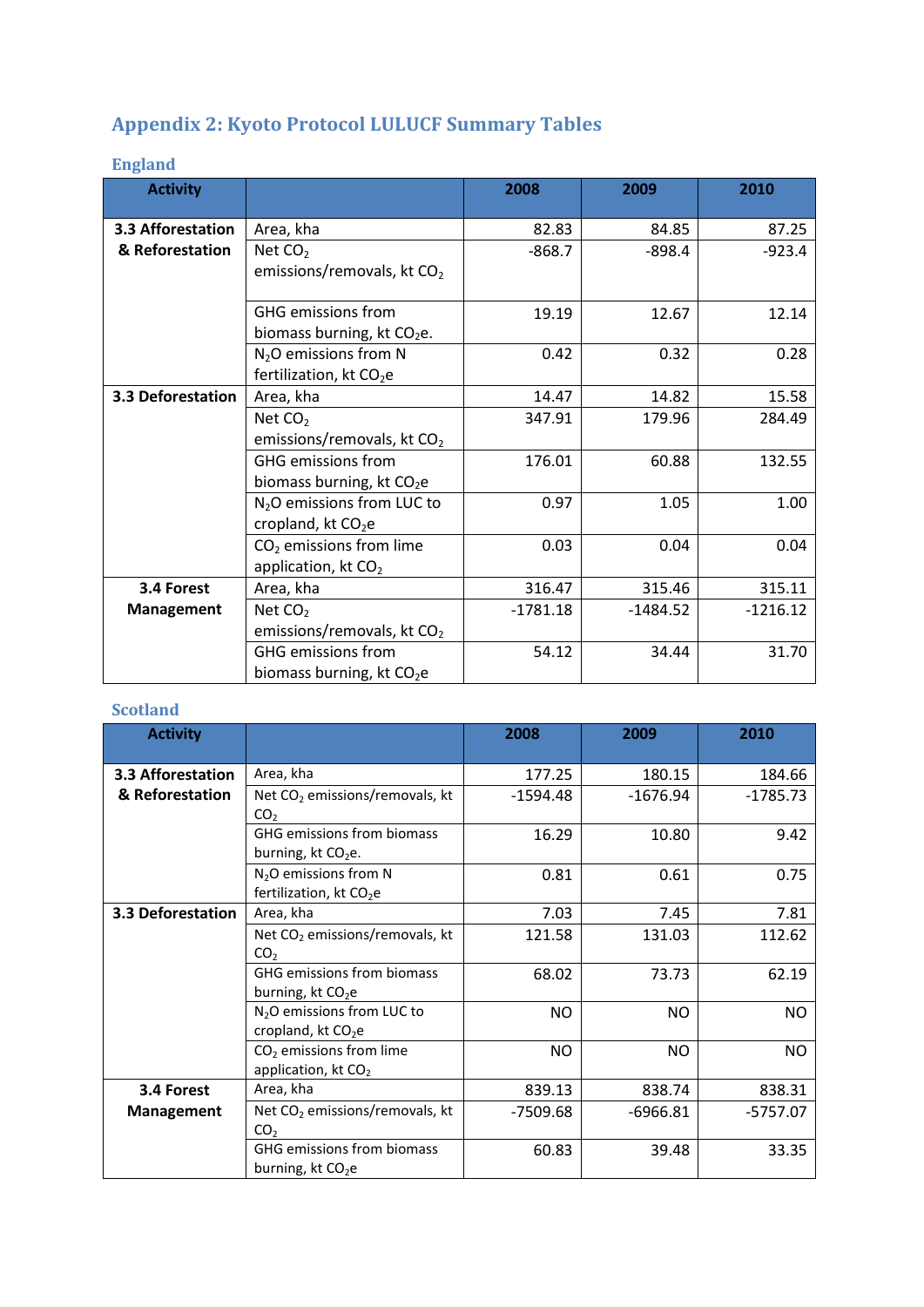## Appendix 2: Kyoto Protocol LULUCF Summary Tables

### England

| Activity | | 2008 | 2009 | 2010 |
|---|---|---|---|---|
| 3.3 Afforestation & Reforestation | Area, kha | 82.83 | 84.85 | 87.25 |
| | Net $CO_2$ emissions/removals, kt $CO_2$ | -868.7 | -898.4 | -923.4 |
| | GHG emissions from biomass burning, kt $CO_2$e. | 19.19 | 12.67 | 12.14 |
| | $N_2O$ emissions from N fertilization, kt $CO_2$e | 0.42 | 0.32 | 0.28 |
| 3.3 Deforestation | Area, kha | 14.47 | 14.82 | 15.58 |
| | Net $CO_2$ emissions/removals, kt $CO_2$ | 347.91 | 179.96 | 284.49 |
| | GHG emissions from biomass burning, kt $CO_2$e | 176.01 | 60.88 | 132.55 |
| | $N_2O$ emissions from LUC to cropland, kt $CO_2$e | 0.97 | 1.05 | 1.00 |
| | $CO_2$ emissions from lime application, kt $CO_2$ | 0.03 | 0.04 | 0.04 |
| 3.4 Forest Management | Area, kha | 316.47 | 315.46 | 315.11 |
| | Net $CO_2$ emissions/removals, kt $CO_2$ | -1781.18 | -1484.52 | -1216.12 |
| | GHG emissions from biomass burning, kt $CO_2$e | 54.12 | 34.44 | 31.70 |

### Scotland

| Activity | | 2008 | 2009 | 2010 |
|---|---|---|---|---|
| 3.3 Afforestation & Reforestation | Area, kha | 177.25 | 180.15 | 184.66 |
| | Net $CO_2$ emissions/removals, kt $CO_2$ | -1594.48 | -1676.94 | -1785.73 |
| | GHG emissions from biomass burning, kt $CO_2$e. | 16.29 | 10.80 | 9.42 |
| | $N_2O$ emissions from N fertilization, kt $CO_2$e | 0.81 | 0.61 | 0.75 |
| 3.3 Deforestation | Area, kha | 7.03 | 7.45 | 7.81 |
| | Net $CO_2$ emissions/removals, kt $CO_2$ | 121.58 | 131.03 | 112.62 |
| | GHG emissions from biomass burning, kt $CO_2$e | 68.02 | 73.73 | 62.19 |
| | $N_2O$ emissions from LUC to cropland, kt $CO_2$e | NO | NO | NO |
| | $CO_2$ emissions from lime application, kt $CO_2$ | NO | NO | NO |
| 3.4 Forest Management | Area, kha | 839.13 | 838.74 | 838.31 |
| | Net $CO_2$ emissions/removals, kt $CO_2$ | -7509.68 | -6966.81 | -5757.07 |
| | GHG emissions from biomass burning, kt $CO_2$e | 60.83 | 39.48 | 33.35 |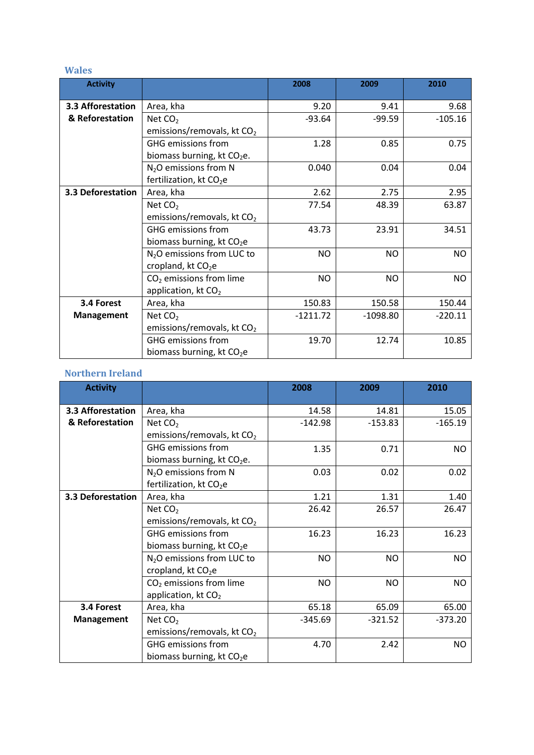### Wales

| Activity | | 2008 | 2009 | 2010 |
|---|---|---|---|---|
| 3.3 Afforestation & Reforestation | Area, kha | 9.20 | 9.41 | 9.68 |
| | Net $CO_2$ emissions/removals, kt $CO_2$ | -93.64 | -99.59 | -105.16 |
| | GHG emissions from biomass burning, kt $CO_2$e. | 1.28 | 0.85 | 0.75 |
| | $N_2O$ emissions from N fertilization, kt $CO_2$e | 0.040 | 0.04 | 0.04 |
| 3.3 Deforestation | Area, kha | 2.62 | 2.75 | 2.95 |
| | Net $CO_2$ emissions/removals, kt $CO_2$ | 77.54 | 48.39 | 63.87 |
| | GHG emissions from biomass burning, kt $CO_2$e | 43.73 | 23.91 | 34.51 |
| | $N_2O$ emissions from LUC to cropland, kt $CO_2$e | NO | NO | NO |
| | $CO_2$ emissions from lime application, kt $CO_2$ | NO | NO | NO |
| 3.4 Forest Management | Area, kha | 150.83 | 150.58 | 150.44 |
| | Net $CO_2$ emissions/removals, kt $CO_2$ | -1211.72 | -1098.80 | -220.11 |
| | GHG emissions from biomass burning, kt $CO_2$e | 19.70 | 12.74 | 10.85 |

### Northern Ireland

| Activity | | 2008 | 2009 | 2010 |
|---|---|---|---|---|
| 3.3 Afforestation & Reforestation | Area, kha | 14.58 | 14.81 | 15.05 |
| | Net $CO_2$ emissions/removals, kt $CO_2$ | -142.98 | -153.83 | -165.19 |
| | GHG emissions from biomass burning, kt $CO_2$e. | 1.35 | 0.71 | NO |
| | $N_2O$ emissions from N fertilization, kt $CO_2$e | 0.03 | 0.02 | 0.02 |
| 3.3 Deforestation | Area, kha | 1.21 | 1.31 | 1.40 |
| | Net $CO_2$ emissions/removals, kt $CO_2$ | 26.42 | 26.57 | 26.47 |
| | GHG emissions from biomass burning, kt $CO_2$e | 16.23 | 16.23 | 16.23 |
| | $N_2O$ emissions from LUC to cropland, kt $CO_2$e | NO | NO | NO |
| | $CO_2$ emissions from lime application, kt $CO_2$ | NO | NO | NO |
| 3.4 Forest Management | Area, kha | 65.18 | 65.09 | 65.00 |
| | Net $CO_2$ emissions/removals, kt $CO_2$ | -345.69 | -321.52 | -373.20 |
| | GHG emissions from biomass burning, kt $CO_2$e | 4.70 | 2.42 | NO |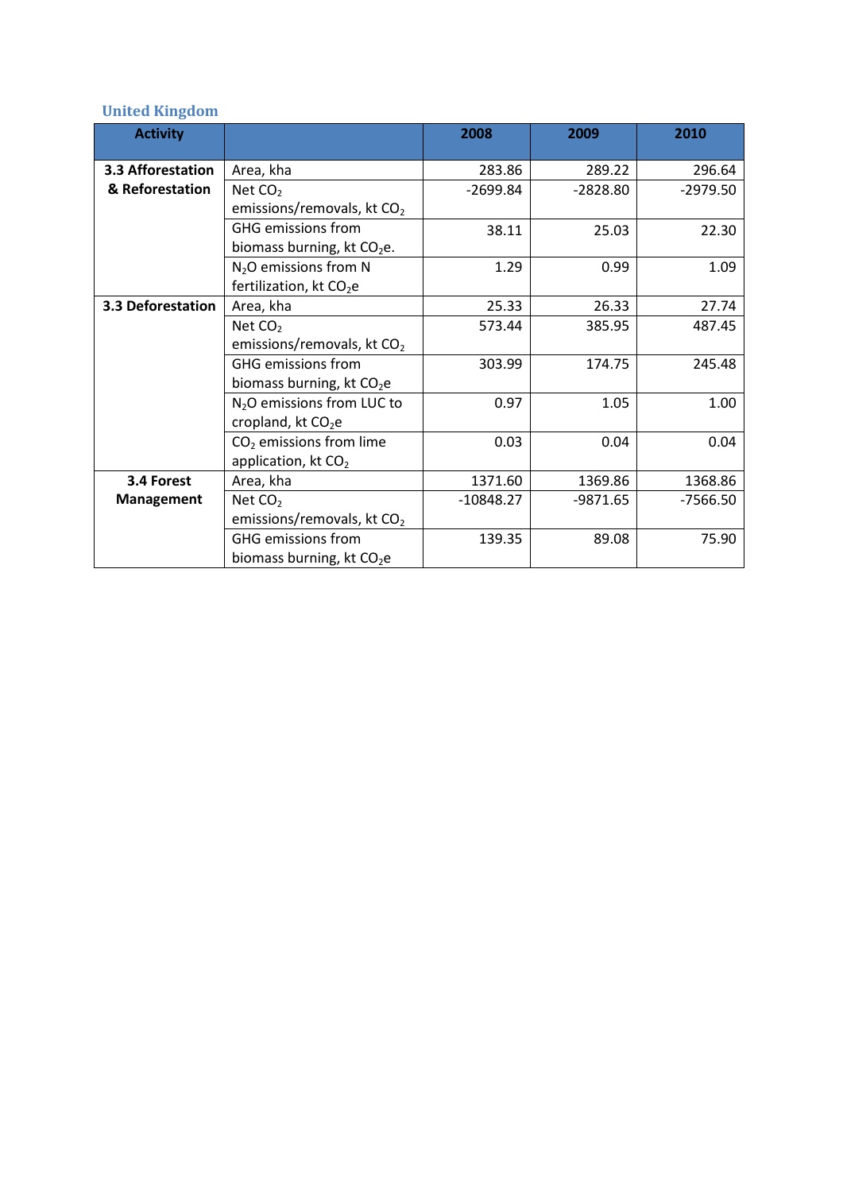## United Kingdom

| Activity | | 2008 | 2009 | 2010 |
|---|---|---|---|---|
| 3.3 Afforestation & Reforestation | Area, kha | 283.86 | 289.22 | 296.64 |
| | Net $CO_2$ emissions/removals, kt $CO_2$ | -2699.84 | -2828.80 | -2979.50 |
| | GHG emissions from biomass burning, kt $CO_2$e. | 38.11 | 25.03 | 22.30 |
| | $N_2O$ emissions from N fertilization, kt $CO_2$e | 1.29 | 0.99 | 1.09 |
| 3.3 Deforestation | Area, kha | 25.33 | 26.33 | 27.74 |
| | Net $CO_2$ emissions/removals, kt $CO_2$ | 573.44 | 385.95 | 487.45 |
| | GHG emissions from biomass burning, kt $CO_2$e | 303.99 | 174.75 | 245.48 |
| | $N_2O$ emissions from LUC to cropland, kt $CO_2$e | 0.97 | 1.05 | 1.00 |
| | $CO_2$ emissions from lime application, kt $CO_2$ | 0.03 | 0.04 | 0.04 |
| 3.4 Forest Management | Area, kha | 1371.60 | 1369.86 | 1368.86 |
| | Net $CO_2$ emissions/removals, kt $CO_2$ | -10848.27 | -9871.65 | -7566.50 |
| | GHG emissions from biomass burning, kt $CO_2$e | 139.35 | 89.08 | 75.90 |